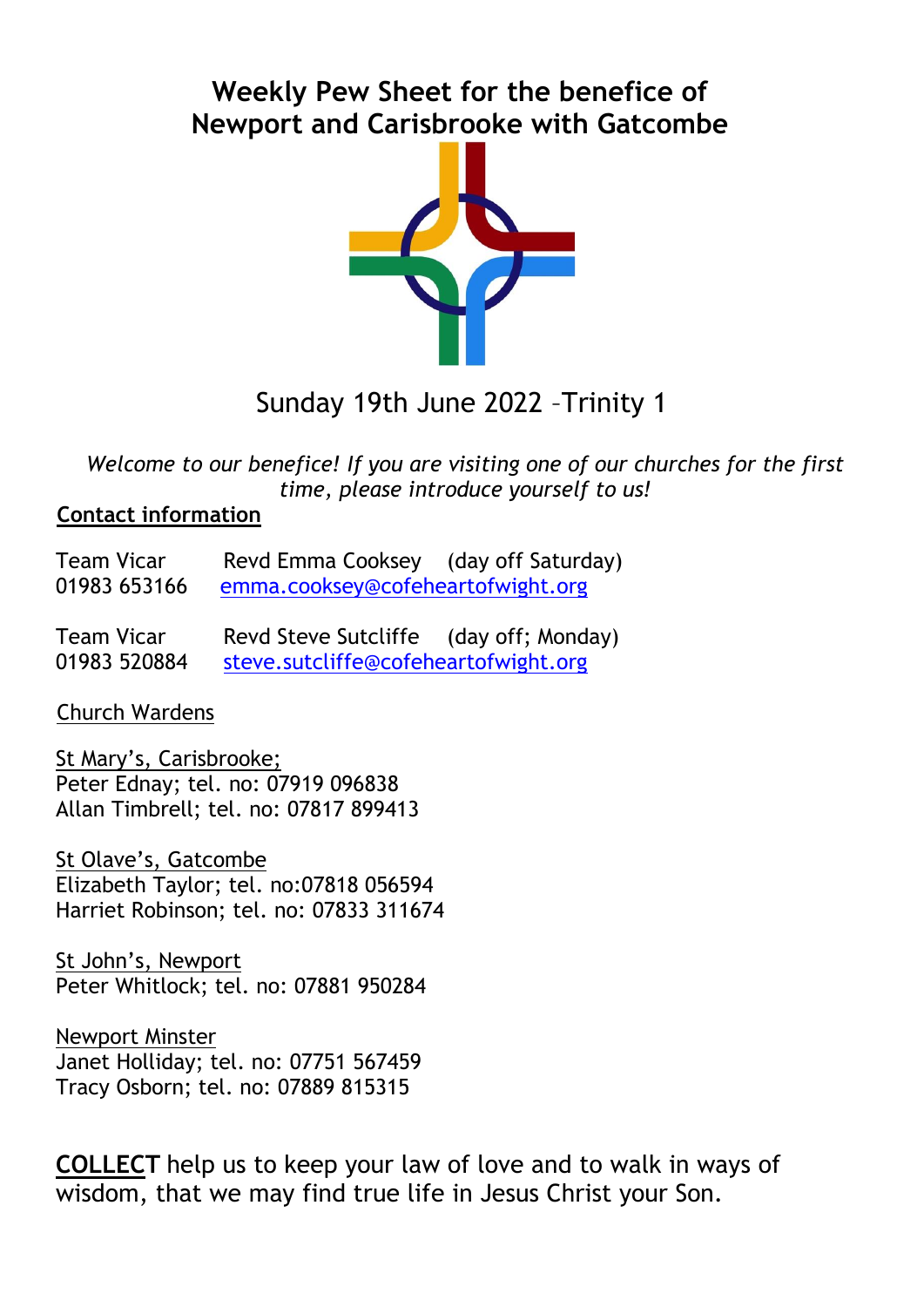# Weekly Pew Sheet for the benefice of Newport and Carisbrooke with Gatcombe

Sunday 19th June 2022 –Trinity 1

*Welcome to our benefice! If you are visiting one of our churches for the first time, please introduce yourself to us!*

## Contact information

Team Vicar Revd Emma Cooksey (day off Saturday)
01983 653166 emma.cooksey@cofeheartofwight.org

Team Vicar Revd Steve Sutcliffe (day off; Monday)
01983 520884 steve.sutcliffe@cofeheartofwight.org

Church Wardens

St Mary's, Carisbrooke;
Peter Edney; tel. no: 07919 096838
Allan Timbrell; tel. no: 07817 899413

St Olave's, Gatcombe
Elizabeth Taylor; tel. no:07818 056594
Harriet Robinson; tel. no: 07833 311674

St John's, Newport
Peter Whitlock; tel. no: 07881 950284

Newport Minster
Janet Holliday; tel. no: 07751 567459
Tracy Osborn; tel. no: 07889 815315

**COLLECT** help us to keep your law of love and to walk in ways of wisdom, that we may find true life in Jesus Christ your Son.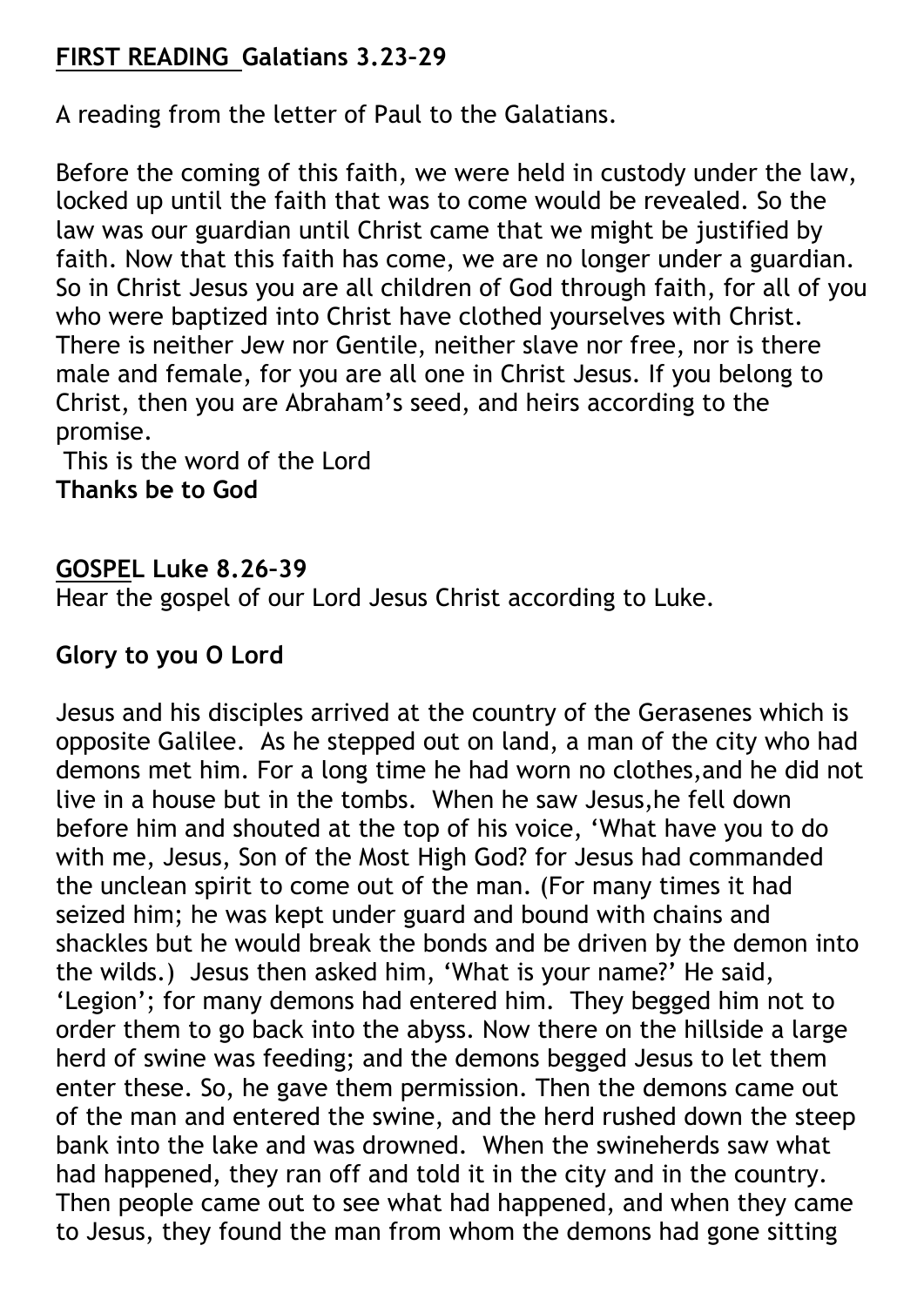## FIRST READING Galatians 3.23–29

A reading from the letter of Paul to the Galatians.

Before the coming of this faith, we were held in custody under the law, locked up until the faith that was to come would be revealed. So the law was our guardian until Christ came that we might be justified by faith. Now that this faith has come, we are no longer under a guardian. So in Christ Jesus you are all children of God through faith, for all of you who were baptized into Christ have clothed yourselves with Christ. There is neither Jew nor Gentile, neither slave nor free, nor is there male and female, for you are all one in Christ Jesus. If you belong to Christ, then you are Abraham's seed, and heirs according to the promise.

This is the word of the Lord
**Thanks be to God**

## GOSPEL Luke 8.26–39

Hear the gospel of our Lord Jesus Christ according to Luke.

**Glory to you O Lord**

Jesus and his disciples arrived at the country of the Gerasenes which is opposite Galilee. As he stepped out on land, a man of the city who had demons met him. For a long time he had worn no clothes,and he did not live in a house but in the tombs. When he saw Jesus,he fell down before him and shouted at the top of his voice, 'What have you to do with me, Jesus, Son of the Most High God? for Jesus had commanded the unclean spirit to come out of the man. (For many times it had seized him; he was kept under guard and bound with chains and shackles but he would break the bonds and be driven by the demon into the wilds.) Jesus then asked him, 'What is your name?' He said, 'Legion'; for many demons had entered him. They begged him not to order them to go back into the abyss. Now there on the hillside a large herd of swine was feeding; and the demons begged Jesus to let them enter these. So, he gave them permission. Then the demons came out of the man and entered the swine, and the herd rushed down the steep bank into the lake and was drowned. When the swineherds saw what had happened, they ran off and told it in the city and in the country. Then people came out to see what had happened, and when they came to Jesus, they found the man from whom the demons had gone sitting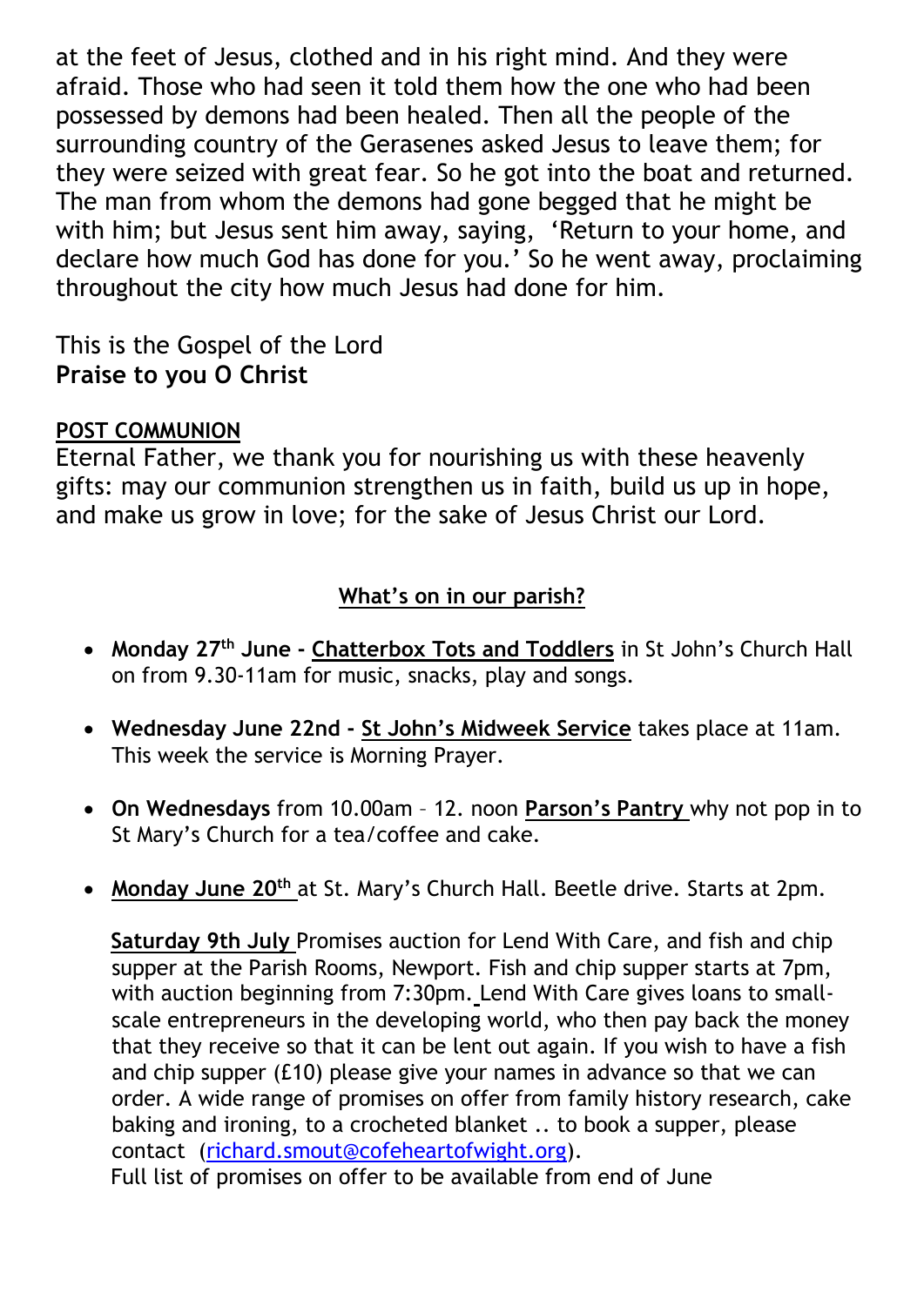at the feet of Jesus, clothed and in his right mind. And they were afraid. Those who had seen it told them how the one who had been possessed by demons had been healed. Then all the people of the surrounding country of the Gerasenes asked Jesus to leave them; for they were seized with great fear. So he got into the boat and returned. The man from whom the demons had gone begged that he might be with him; but Jesus sent him away, saying, 'Return to your home, and declare how much God has done for you.' So he went away, proclaiming throughout the city how much Jesus had done for him.

This is the Gospel of the Lord
**Praise to you O Christ**

**POST COMMUNION**

Eternal Father, we thank you for nourishing us with these heavenly gifts: may our communion strengthen us in faith, build us up in hope, and make us grow in love; for the sake of Jesus Christ our Lord.

## What's on in our parish?

- **Monday 27th June - Chatterbox Tots and Toddlers** in St John's Church Hall on from 9.30-11am for music, snacks, play and songs.
- **Wednesday June 22nd - St John's Midweek Service** takes place at 11am. This week the service is Morning Prayer.
- **On Wednesdays** from 10.00am – 12. noon **Parson's Pantry** why not pop in to St Mary's Church for a tea/coffee and cake.
- **Monday June 20th** at St. Mary's Church Hall. Beetle drive. Starts at 2pm.

  **Saturday 9th July** Promises auction for Lend With Care, and fish and chip supper at the Parish Rooms, Newport. Fish and chip supper starts at 7pm, with auction beginning from 7:30pm. Lend With Care gives loans to small-scale entrepreneurs in the developing world, who then pay back the money that they receive so that it can be lent out again. If you wish to have a fish and chip supper (£10) please give your names in advance so that we can order. A wide range of promises on offer from family history research, cake baking and ironing, to a crocheted blanket .. to book a supper, please contact (richard.smout@cofeheartofwight.org).
  Full list of promises on offer to be available from end of June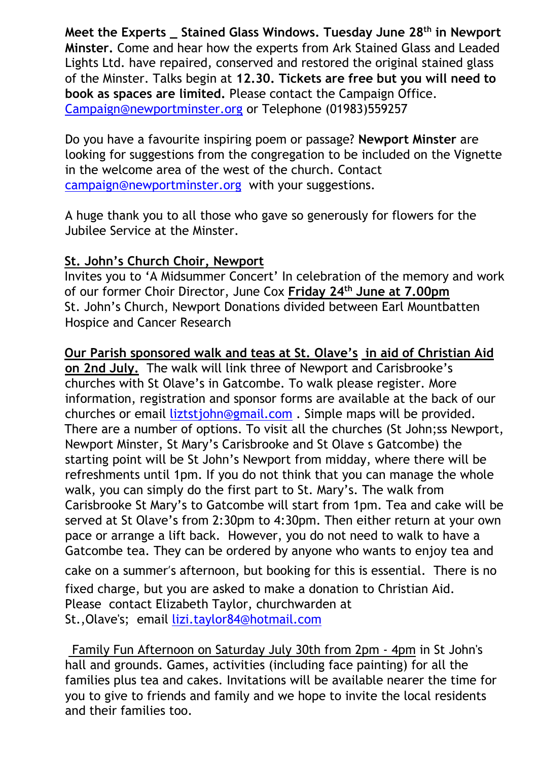**Meet the Experts _ Stained Glass Windows. Tuesday June 28th in Newport Minster.** Come and hear how the experts from Ark Stained Glass and Leaded Lights Ltd. have repaired, conserved and restored the original stained glass of the Minster. Talks begin at **12.30. Tickets are free but you will need to book as spaces are limited.** Please contact the Campaign Office. Campaign@newportminster.org or Telephone (01983)559257

Do you have a favourite inspiring poem or passage? **Newport Minster** are looking for suggestions from the congregation to be included on the Vignette in the welcome area of the west of the church. Contact campaign@newportminster.org with your suggestions.

A huge thank you to all those who gave so generously for flowers for the Jubilee Service at the Minster.

**St. John's Church Choir, Newport**

Invites you to 'A Midsummer Concert' In celebration of the memory and work of our former Choir Director, June Cox **Friday 24th June at 7.00pm** St. John's Church, Newport Donations divided between Earl Mountbatten Hospice and Cancer Research

**Our Parish sponsored walk and teas at St. Olave's in aid of Christian Aid on 2nd July.** The walk will link three of Newport and Carisbrooke's churches with St Olave's in Gatcombe. To walk please register. More information, registration and sponsor forms are available at the back of our churches or email liztstjohn@gmail.com . Simple maps will be provided. There are a number of options. To visit all the churches (St John;ss Newport, Newport Minster, St Mary's Carisbrooke and St Olave s Gatcombe) the starting point will be St John's Newport from midday, where there will be refreshments until 1pm. If you do not think that you can manage the whole walk, you can simply do the first part to St. Mary's. The walk from Carisbrooke St Mary's to Gatcombe will start from 1pm. Tea and cake will be served at St Olave's from 2:30pm to 4:30pm. Then either return at your own pace or arrange a lift back. However, you do not need to walk to have a Gatcombe tea. They can be ordered by anyone who wants to enjoy tea and cake on a summer's afternoon, but booking for this is essential. There is no fixed charge, but you are asked to make a donation to Christian Aid. Please contact Elizabeth Taylor, churchwarden at St.,Olave's; email lizi.taylor84@hotmail.com

Family Fun Afternoon on Saturday July 30th from 2pm - 4pm in St John's hall and grounds. Games, activities (including face painting) for all the families plus tea and cakes. Invitations will be available nearer the time for you to give to friends and family and we hope to invite the local residents and their families too.